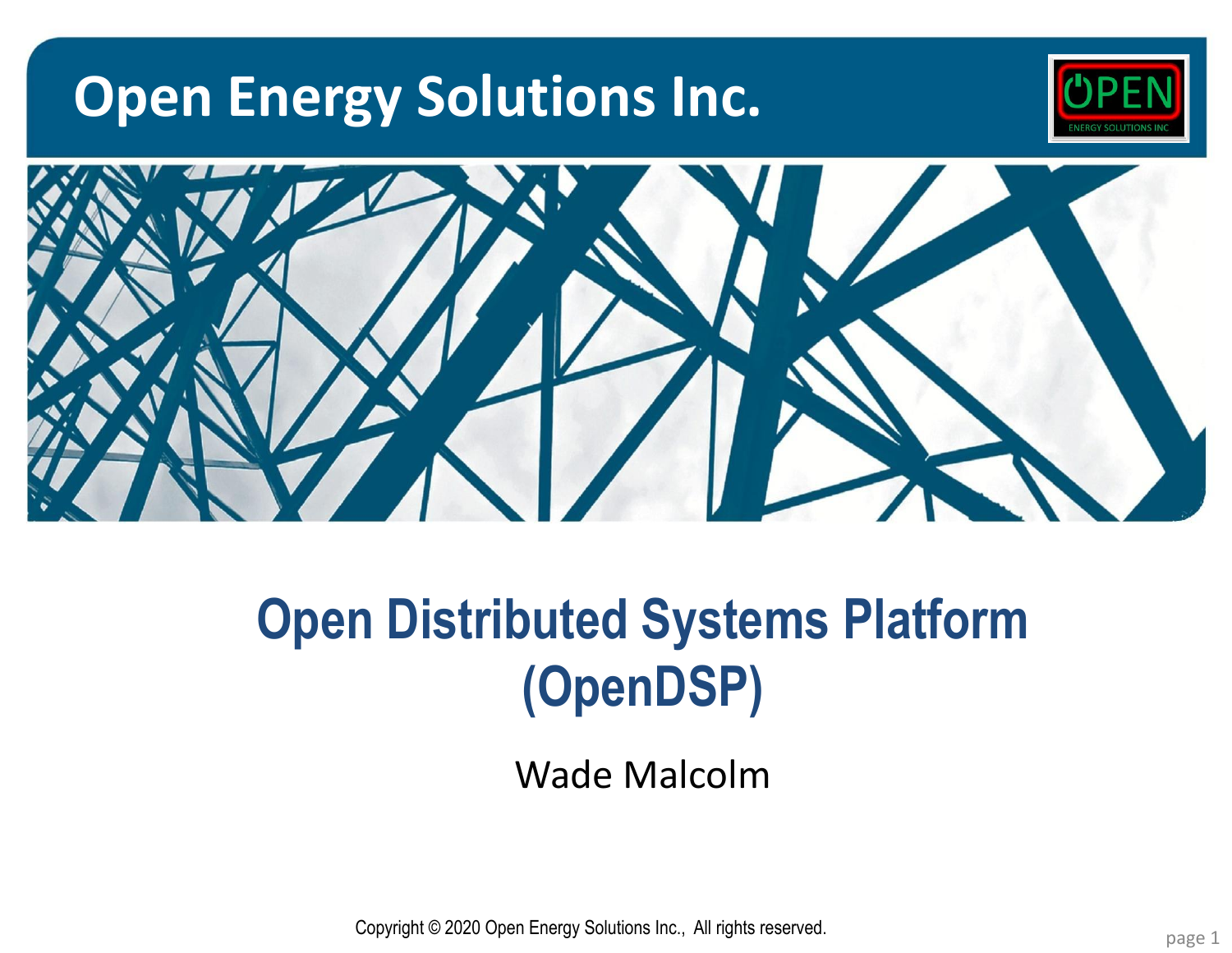# Open Energy Solutions Inc.

## Open Distributed Systems Platform (OpenDSP)

Wade Malcolm

Copyright © 2020 Open Energy Solutions Inc., All rights reserved.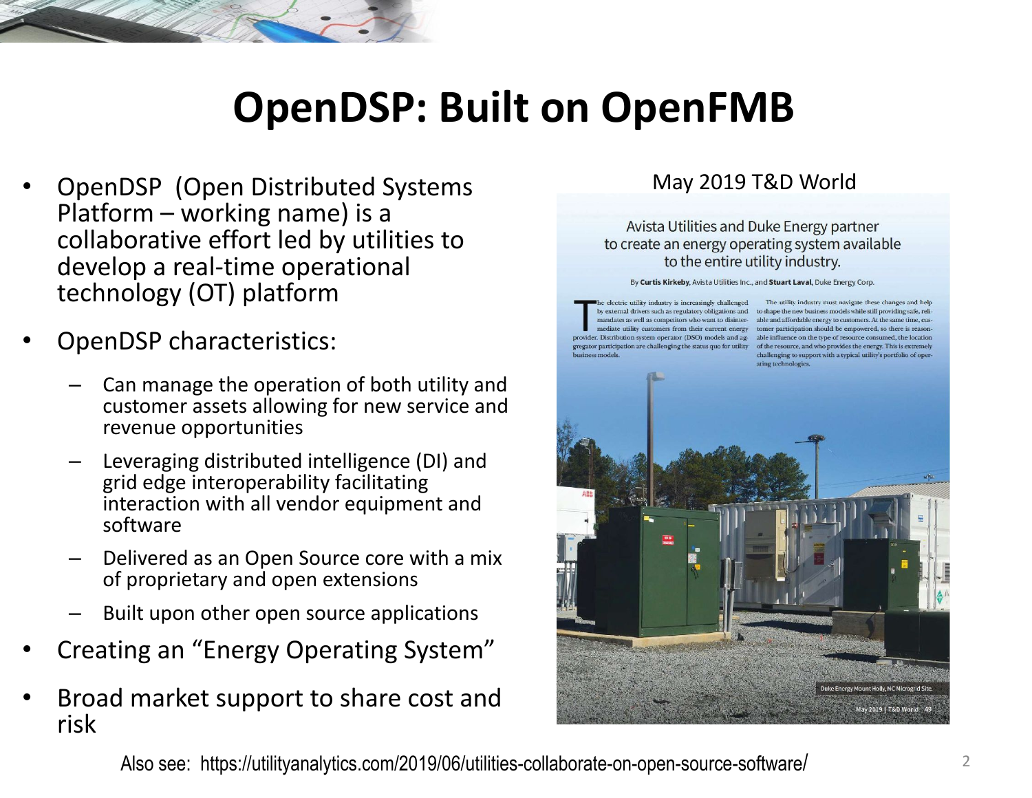# OpenDSP: Built on OpenFMB

- OpenDSP (Open Distributed Systems Platform – working name) is a collaborative effort led by utilities to develop a real-time operational technology (OT) platform
- OpenDSP characteristics:
  - Can manage the operation of both utility and customer assets allowing for new service and revenue opportunities
  - Leveraging distributed intelligence (DI) and grid edge interoperability facilitating interaction with all vendor equipment and software
  - Delivered as an Open Source core with a mix of proprietary and open extensions
  - Built upon other open source applications
- Creating an "Energy Operating System"
- Broad market support to share cost and risk

May 2019 T&D World

Avista Utilities and Duke Energy partner to create an energy operating system available to the entire utility industry.

By **Curtis Kirkeby**, Avista Utilities Inc., and **Stuart Laval**, Duke Energy Corp.

The electric utility industry is increasingly challenged by external drivers such as regulatory obligations and mandates as well as competitors who want to disintermediate utility customers from their current energy provider. Distribution system operator (DSO) models and aggregator participation are challenging the status quo for utility business models.

The utility industry must navigate these changes and help to shape the new business models while still providing safe, reliable and affordable energy to customers. At the same time, customer participation should be empowered, so there is reasonable influence on the type of resource consumed, the location of the resource, and who provides the energy. This is extremely challenging to support with a typical utility's portfolio of operating technologies.

Duke Energy Mount Holly, NC Microgrid Site.

May 2019 | T&D World 49

Also see: https://utilityanalytics.com/2019/06/utilities-collaborate-on-open-source-software/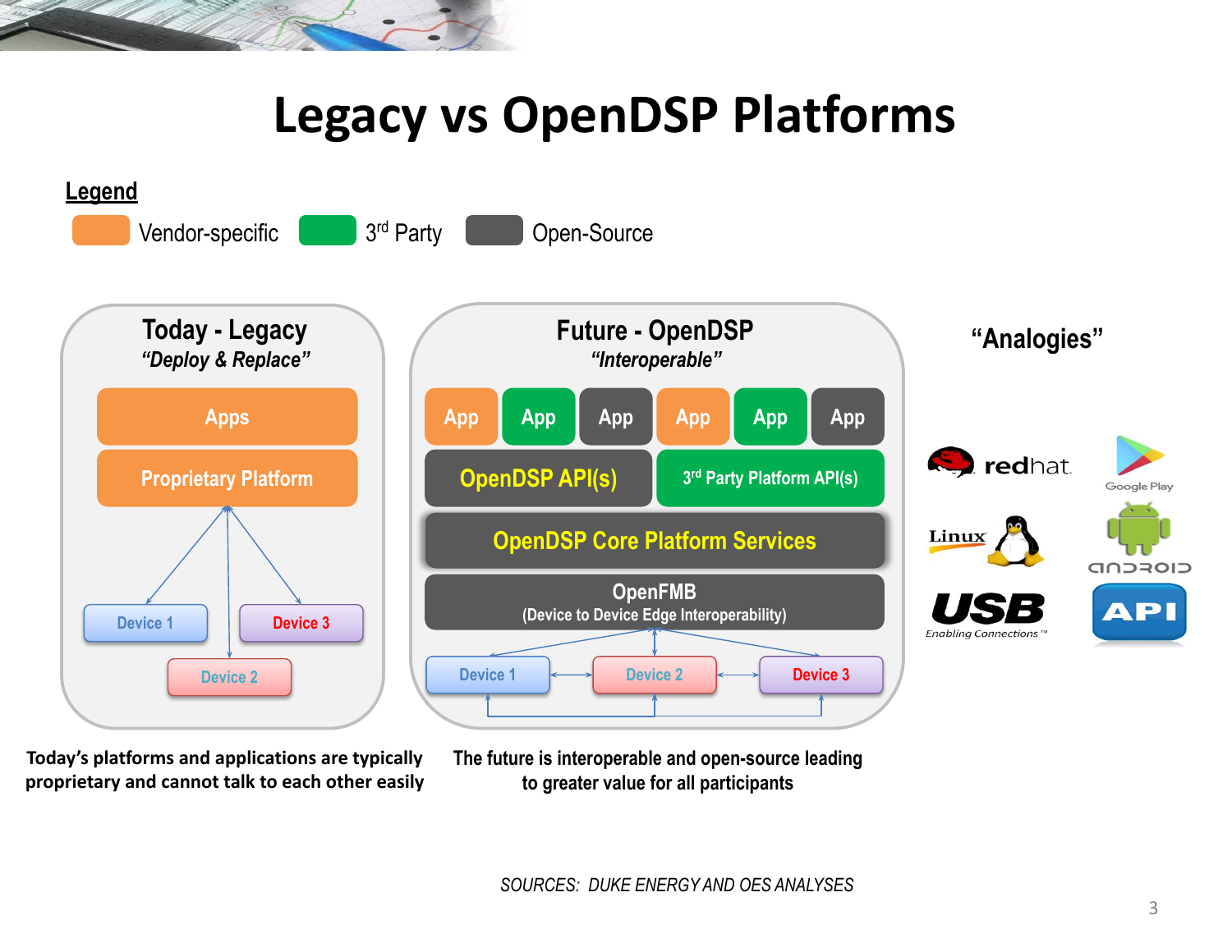# Legacy vs OpenDSP Platforms

**Legend**

Vendor-specific | 3rd Party | Open-Source

## Today - Legacy

*"Deploy & Replace"*

- Apps
- Proprietary Platform
- Device 1
- Device 3
- Device 2

## Future - OpenDSP

*"Interoperable"*

- App | App | App | App | App | App
- OpenDSP API(s) | 3rd Party Platform API(s)
- OpenDSP Core Platform Services
- OpenFMB (Device to Device Edge Interoperability)
- Device 1 | Device 2 | Device 3

## "Analogies"

redhat, Google Play, Linux, android, USB Enabling Connections™, API

**Today's platforms and applications are typically proprietary and cannot talk to each other easily**

**The future is interoperable and open-source leading to greater value for all participants**

*SOURCES: DUKE ENERGY AND OES ANALYSES*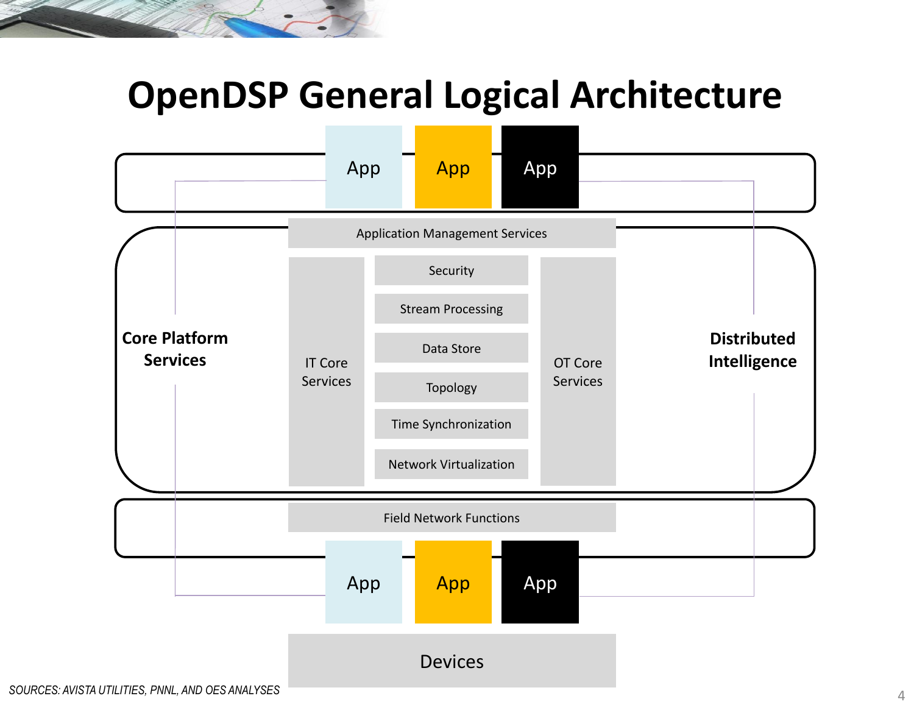# OpenDSP General Logical Architecture

App | App | App

Application Management Services

Core Platform Services

IT Core Services

- Security
- Stream Processing
- Data Store
- Topology
- Time Synchronization
- Network Virtualization

OT Core Services

Distributed Intelligence

Field Network Functions

App | App | App

Devices

*SOURCES: AVISTA UTILITIES, PNNL, AND OES ANALYSES*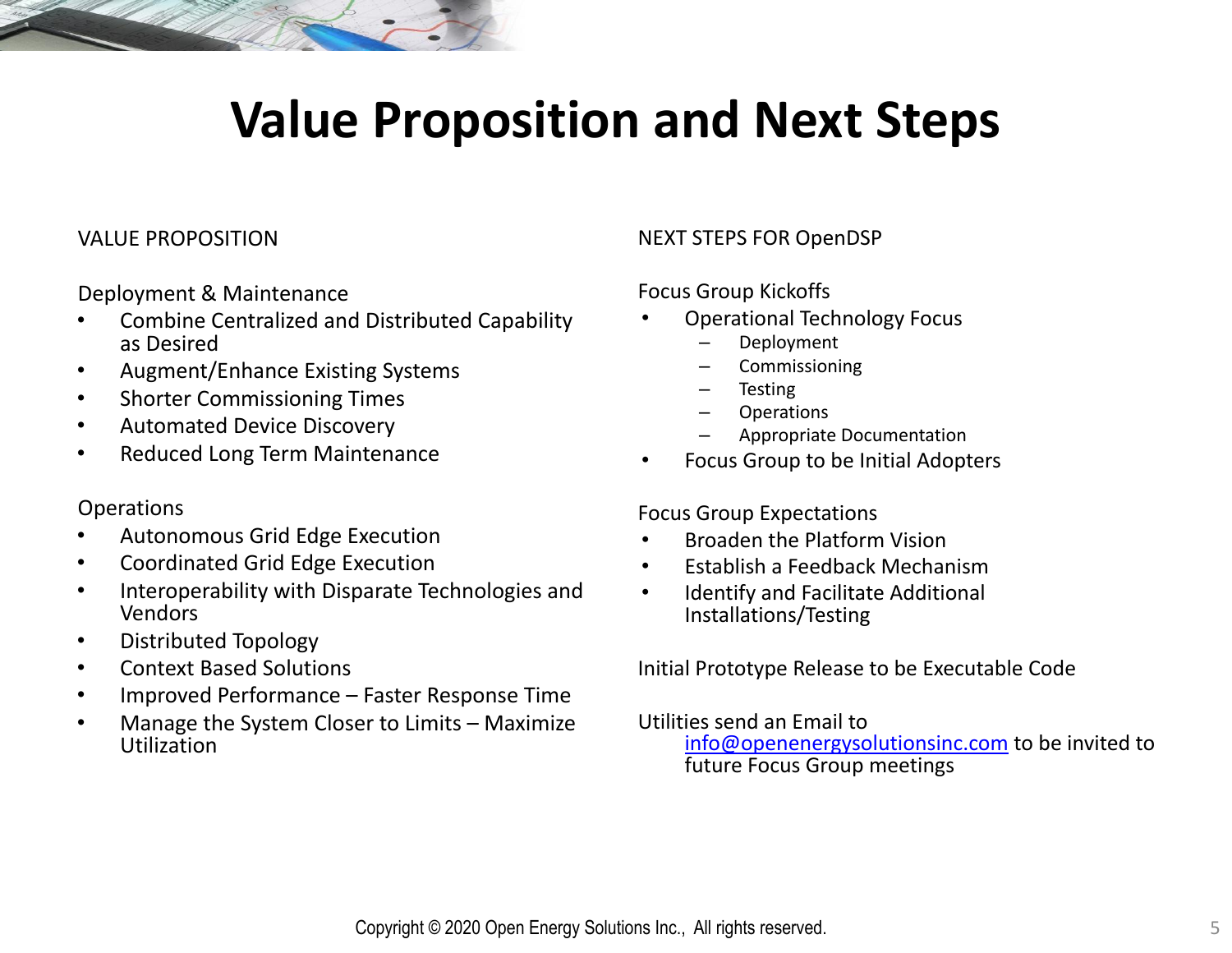# Value Proposition and Next Steps

## VALUE PROPOSITION

### Deployment & Maintenance

- Combine Centralized and Distributed Capability as Desired
- Augment/Enhance Existing Systems
- Shorter Commissioning Times
- Automated Device Discovery
- Reduced Long Term Maintenance

### Operations

- Autonomous Grid Edge Execution
- Coordinated Grid Edge Execution
- Interoperability with Disparate Technologies and Vendors
- Distributed Topology
- Context Based Solutions
- Improved Performance – Faster Response Time
- Manage the System Closer to Limits – Maximize Utilization

## NEXT STEPS FOR OpenDSP

### Focus Group Kickoffs

- Operational Technology Focus
  - Deployment
  - Commissioning
  - Testing
  - Operations
  - Appropriate Documentation
- Focus Group to be Initial Adopters

### Focus Group Expectations

- Broaden the Platform Vision
- Establish a Feedback Mechanism
- Identify and Facilitate Additional Installations/Testing

Initial Prototype Release to be Executable Code

Utilities send an Email to
info@openenergysolutionsinc.com to be invited to future Focus Group meetings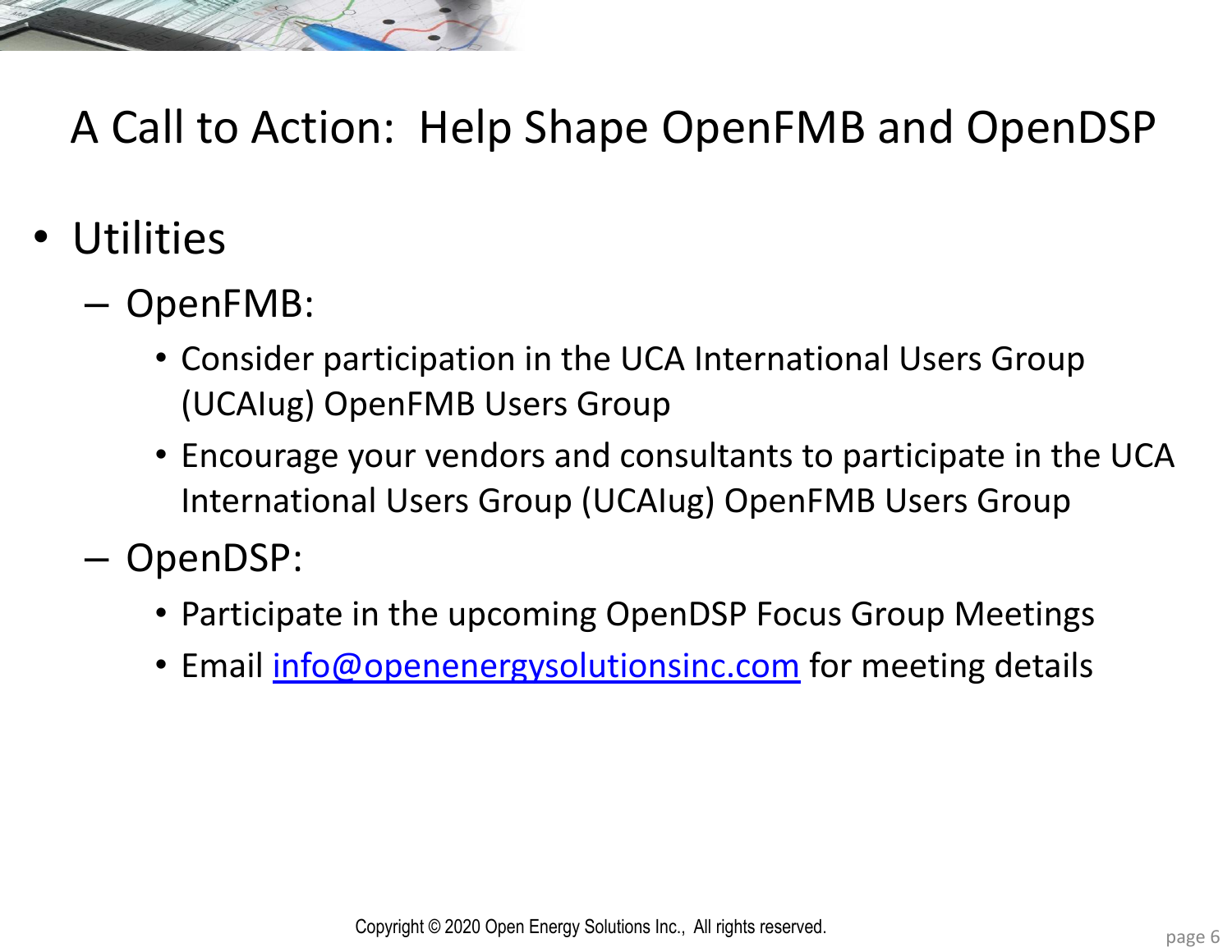# A Call to Action: Help Shape OpenFMB and OpenDSP

- Utilities
  - OpenFMB:
    - Consider participation in the UCA International Users Group (UCAIug) OpenFMB Users Group
    - Encourage your vendors and consultants to participate in the UCA International Users Group (UCAIug) OpenFMB Users Group
  - OpenDSP:
    - Participate in the upcoming OpenDSP Focus Group Meetings
    - Email info@openenergysolutionsinc.com for meeting details

Copyright © 2020 Open Energy Solutions Inc., All rights reserved.